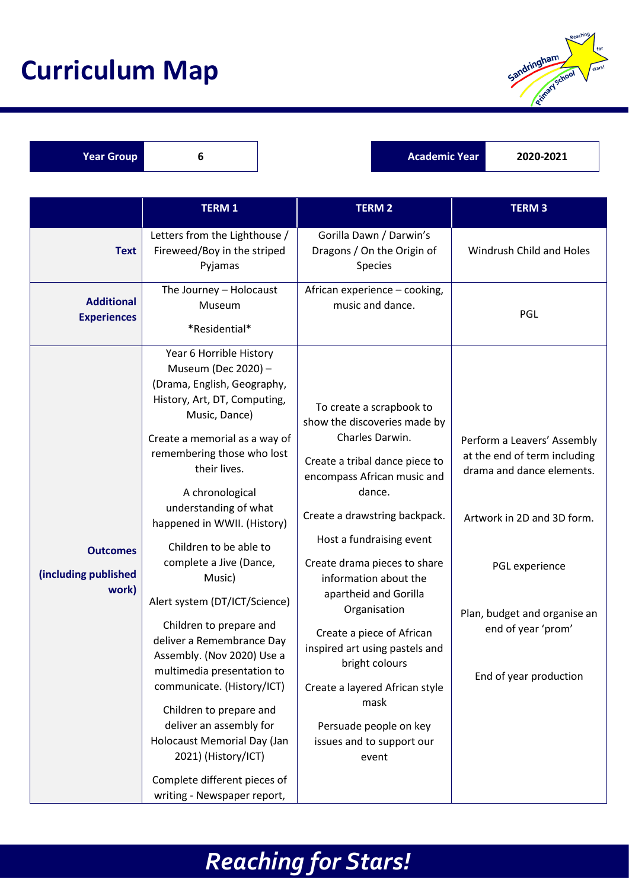# Curriculum Map

| Year Group | 6 |
|---|---|

| Academic Year | 2020-2021 |
|---|---|

| | TERM 1 | TERM 2 | TERM 3 |
|---|---|---|---|
| **Text** | Letters from the Lighthouse / Fireweed/Boy in the striped Pyjamas | Gorilla Dawn / Darwin's Dragons / On the Origin of Species | Windrush Child and Holes |
| **Additional Experiences** | The Journey – Holocaust Museum<br><br>*Residential* | African experience – cooking, music and dance. | PGL |
| **Outcomes (including published work)** | Year 6 Horrible History Museum (Dec 2020) – (Drama, English, Geography, History, Art, DT, Computing, Music, Dance)<br><br>Create a memorial as a way of remembering those who lost their lives.<br><br>A chronological understanding of what happened in WWII. (History)<br><br>Children to be able to complete a Jive (Dance, Music)<br><br>Alert system (DT/ICT/Science)<br><br>Children to prepare and deliver a Remembrance Day Assembly. (Nov 2020) Use a multimedia presentation to communicate. (History/ICT)<br><br>Children to prepare and deliver an assembly for Holocaust Memorial Day (Jan 2021) (History/ICT)<br><br>Complete different pieces of writing - Newspaper report, | To create a scrapbook to show the discoveries made by Charles Darwin.<br><br>Create a tribal dance piece to encompass African music and dance.<br><br>Create a drawstring backpack.<br><br>Host a fundraising event<br><br>Create drama pieces to share information about the apartheid and Gorilla Organisation<br><br>Create a piece of African inspired art using pastels and bright colours<br><br>Create a layered African style mask<br><br>Persuade people on key issues and to support our event | Perform a Leavers' Assembly at the end of term including drama and dance elements.<br><br>Artwork in 2D and 3D form.<br><br>PGL experience<br><br>Plan, budget and organise an end of year 'prom'<br><br>End of year production |

***Reaching for Stars!***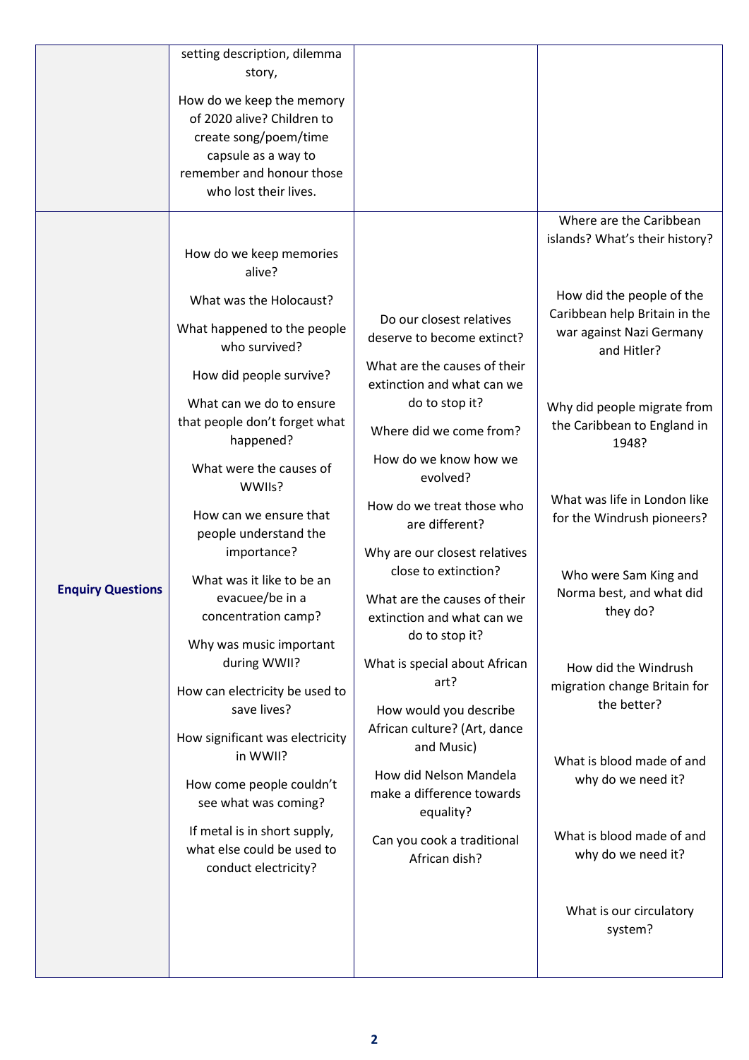| | | | |
|---|---|---|---|
| | setting description, dilemma story,<br><br>How do we keep the memory of 2020 alive? Children to create song/poem/time capsule as a way to remember and honour those who lost their lives. | | |
| **Enquiry Questions** | How do we keep memories alive?<br><br>What was the Holocaust?<br><br>What happened to the people who survived?<br><br>How did people survive?<br><br>What can we do to ensure that people don't forget what happened?<br><br>What were the causes of WWIIs?<br><br>How can we ensure that people understand the importance?<br><br>What was it like to be an evacuee/be in a concentration camp?<br><br>Why was music important during WWII?<br><br>How can electricity be used to save lives?<br><br>How significant was electricity in WWII?<br><br>How come people couldn't see what was coming?<br><br>If metal is in short supply, what else could be used to conduct electricity? | Do our closest relatives deserve to become extinct?<br><br>What are the causes of their extinction and what can we do to stop it?<br><br>Where did we come from?<br><br>How do we know how we evolved?<br><br>How do we treat those who are different?<br><br>Why are our closest relatives close to extinction?<br><br>What are the causes of their extinction and what can we do to stop it?<br><br>What is special about African art?<br><br>How would you describe African culture? (Art, dance and Music)<br><br>How did Nelson Mandela make a difference towards equality?<br><br>Can you cook a traditional African dish? | Where are the Caribbean islands? What's their history?<br><br>How did the people of the Caribbean help Britain in the war against Nazi Germany and Hitler?<br><br>Why did people migrate from the Caribbean to England in 1948?<br><br>What was life in London like for the Windrush pioneers?<br><br>Who were Sam King and Norma best, and what did they do?<br><br>How did the Windrush migration change Britain for the better?<br><br>What is blood made of and why do we need it?<br><br>What is blood made of and why do we need it?<br><br>What is our circulatory system? |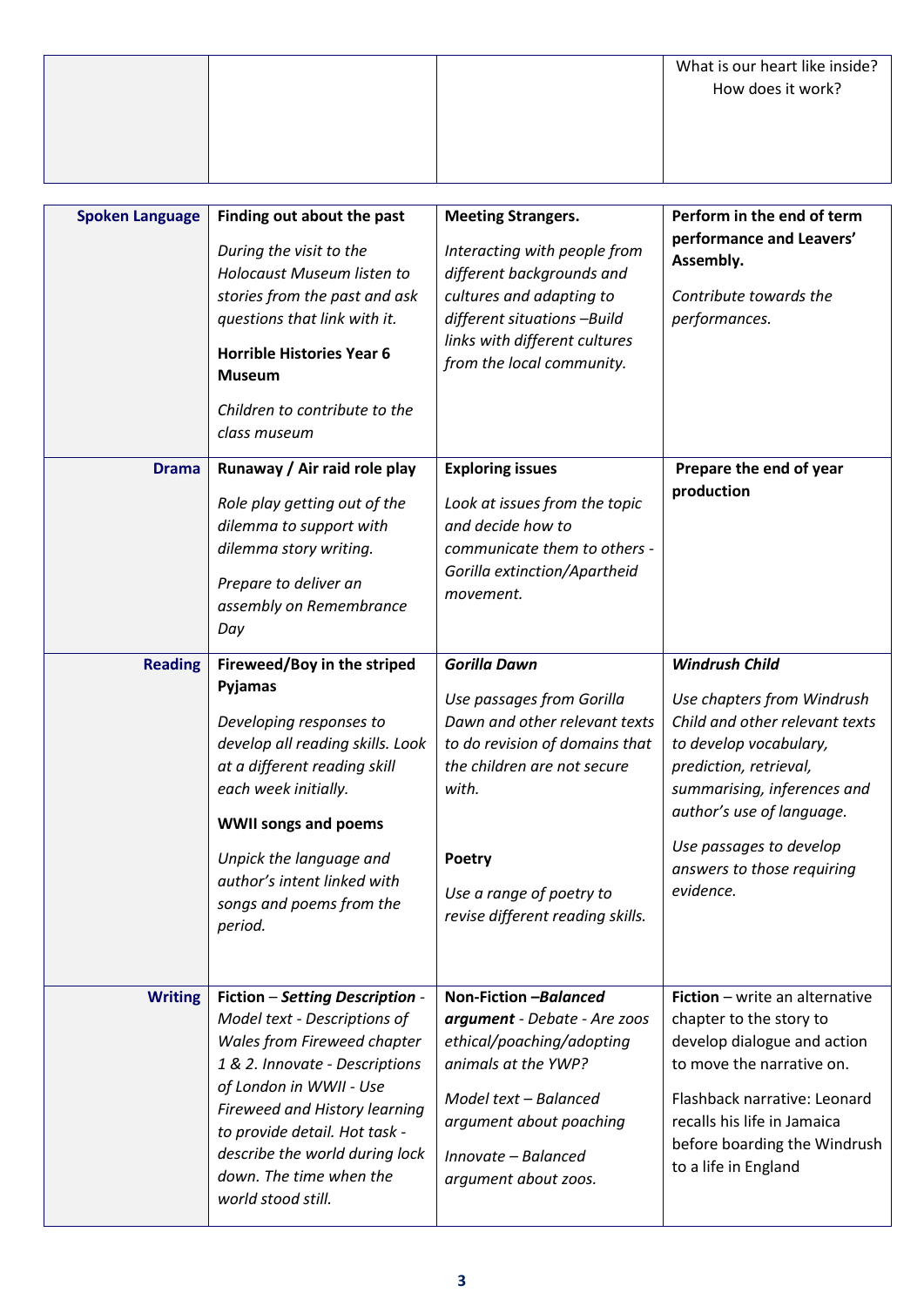| | | | |
|---|---|---|---|
| | | | What is our heart like inside? How does it work? |

| | | | |
|---|---|---|---|
| **Spoken Language** | **Finding out about the past**<br>*During the visit to the Holocaust Museum listen to stories from the past and ask questions that link with it.*<br>**Horrible Histories Year 6 Museum**<br>*Children to contribute to the class museum* | **Meeting Strangers.**<br>*Interacting with people from different backgrounds and cultures and adapting to different situations –Build links with different cultures from the local community.* | **Perform in the end of term performance and Leavers' Assembly.**<br>*Contribute towards the performances.* |
| **Drama** | **Runaway / Air raid role play**<br>*Role play getting out of the dilemma to support with dilemma story writing.*<br>*Prepare to deliver an assembly on Remembrance Day* | **Exploring issues**<br>*Look at issues from the topic and decide how to communicate them to others - Gorilla extinction/Apartheid movement.* | **Prepare the end of year production** |
| **Reading** | **Fireweed/Boy in the striped Pyjamas**<br>*Developing responses to develop all reading skills. Look at a different reading skill each week initially.*<br>**WWII songs and poems**<br>*Unpick the language and author's intent linked with songs and poems from the period.* | ***Gorilla Dawn***<br>*Use passages from Gorilla Dawn and other relevant texts to do revision of domains that the children are not secure with.*<br>**Poetry**<br>*Use a range of poetry to revise different reading skills.* | ***Windrush Child***<br>*Use chapters from Windrush Child and other relevant texts to develop vocabulary, prediction, retrieval, summarising, inferences and author's use of language.*<br>*Use passages to develop answers to those requiring evidence.* |
| **Writing** | **Fiction** – ***Setting Description*** - *Model text - Descriptions of Wales from Fireweed chapter 1 & 2. Innovate - Descriptions of London in WWII - Use Fireweed and History learning to provide detail. Hot task - describe the world during lock down. The time when the world stood still.* | **Non-Fiction –*Balanced argument*** - *Debate - Are zoos ethical/poaching/adopting animals at the YWP?*<br>*Model text – Balanced argument about poaching*<br>*Innovate – Balanced argument about zoos.* | **Fiction** – write an alternative chapter to the story to develop dialogue and action to move the narrative on.<br>Flashback narrative: Leonard recalls his life in Jamaica before boarding the Windrush to a life in England |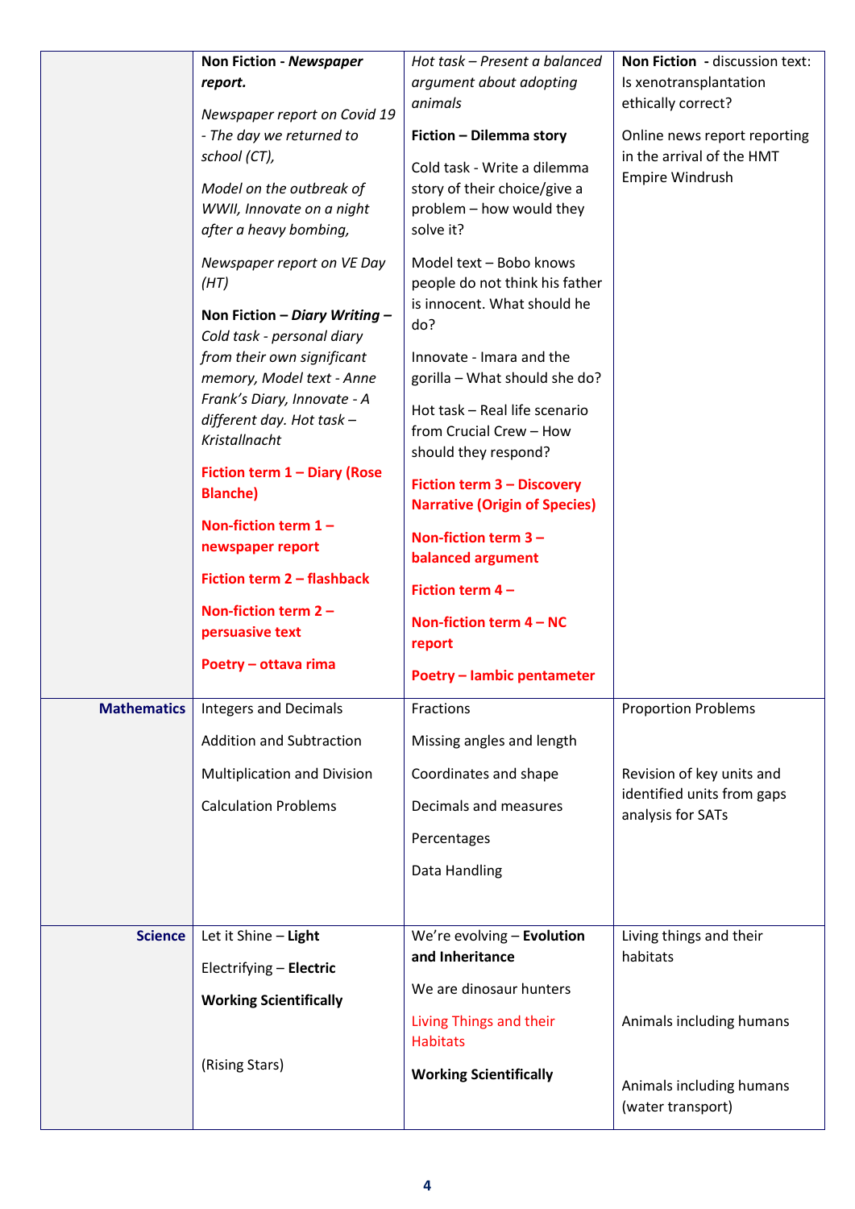| | | | |
|---|---|---|---|
| | **Non Fiction** - ***Newspaper report.*** <br><br> *Newspaper report on Covid 19 - The day we returned to school (CT),* <br><br> *Model on the outbreak of WWII, Innovate on a night after a heavy bombing,* <br><br> *Newspaper report on VE Day (HT)* <br><br> **Non Fiction – *Diary Writing –*** *Cold task - personal diary from their own significant memory, Model text - Anne Frank's Diary, Innovate - A different day. Hot task – Kristallnacht* <br><br> **Fiction term 1 – Diary (Rose Blanche)** <br><br> **Non-fiction term 1 – newspaper report** <br><br> **Fiction term 2 – flashback** <br><br> **Non-fiction term 2 – persuasive text** <br><br> **Poetry – ottava rima** | *Hot task – Present a balanced argument about adopting animals* <br><br> **Fiction – Dilemma story** <br><br> Cold task - Write a dilemma story of their choice/give a problem – how would they solve it? <br><br> Model text – Bobo knows people do not think his father is innocent. What should he do? <br><br> Innovate - Imara and the gorilla – What should she do? <br><br> Hot task – Real life scenario from Crucial Crew – How should they respond? <br><br> **Fiction term 3 – Discovery Narrative (Origin of Species)** <br><br> **Non-fiction term 3 – balanced argument** <br><br> **Fiction term 4 –** <br><br> **Non-fiction term 4 – NC report** <br><br> **Poetry – Iambic pentameter** | **Non Fiction** - discussion text: Is xenotransplantation ethically correct? <br><br> Online news report reporting in the arrival of the HMT Empire Windrush |
| **Mathematics** | Integers and Decimals <br><br> Addition and Subtraction <br><br> Multiplication and Division <br><br> Calculation Problems | Fractions <br><br> Missing angles and length <br><br> Coordinates and shape <br><br> Decimals and measures <br><br> Percentages <br><br> Data Handling | Proportion Problems <br><br> Revision of key units and identified units from gaps analysis for SATs |
| **Science** | Let it Shine – **Light** <br><br> Electrifying – **Electric** <br><br> **Working Scientifically** <br><br> (Rising Stars) | We're evolving – **Evolution and Inheritance** <br><br> We are dinosaur hunters <br><br> Living Things and their Habitats <br><br> **Working Scientifically** | Living things and their habitats <br><br> Animals including humans <br><br> Animals including humans (water transport) |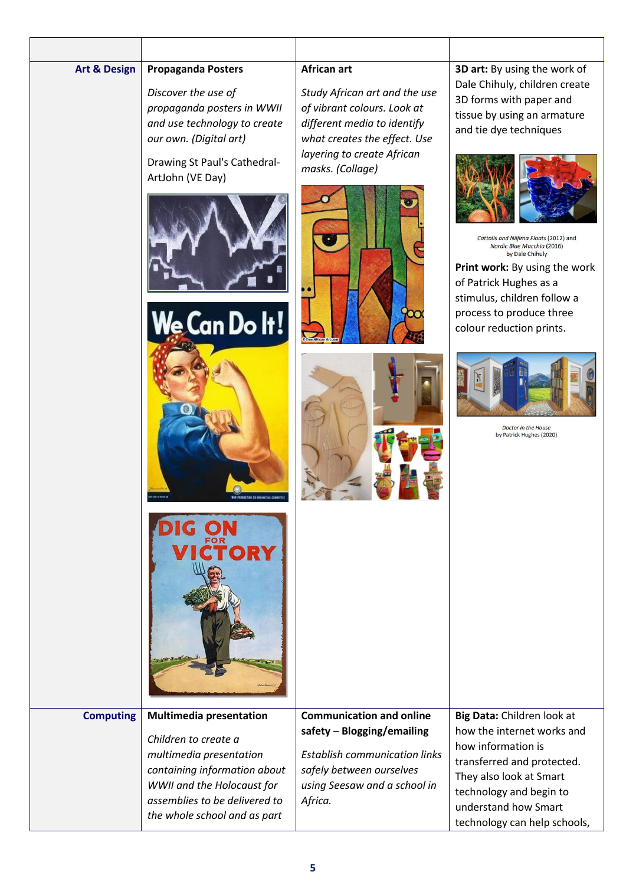| | | | |
|---|---|---|---|
| **Art & Design** | **Propaganda Posters**<br><br>*Discover the use of propaganda posters in WWII and use technology to create our own. (Digital art)*<br><br>Drawing St Paul's Cathedral- ArtJohn (VE Day) | **African art**<br><br>*Study African art and the use of vibrant colours. Look at different media to identify what creates the effect. Use layering to create African masks. (Collage)* | **3D art:** By using the work of Dale Chihuly, children create 3D forms with paper and tissue by using an armature and tie dye techniques<br><br>*Cattails and Niijima Floats* (2012) and *Nordic Blue Macchia* (2016) by Dale Chihuly<br><br>**Print work:** By using the work of Patrick Hughes as a stimulus, children follow a process to produce three colour reduction prints.<br><br>*Doctor in the House* by Patrick Hughes (2020) |
| **Computing** | **Multimedia presentation**<br><br>*Children to create a multimedia presentation containing information about WWII and the Holocaust for assemblies to be delivered to the whole school and as part* | **Communication and online safety** – **Blogging/emailing**<br><br>*Establish communication links safely between ourselves using Seesaw and a school in Africa.* | **Big Data:** Children look at how the internet works and how information is transferred and protected. They also look at Smart technology and begin to understand how Smart technology can help schools, |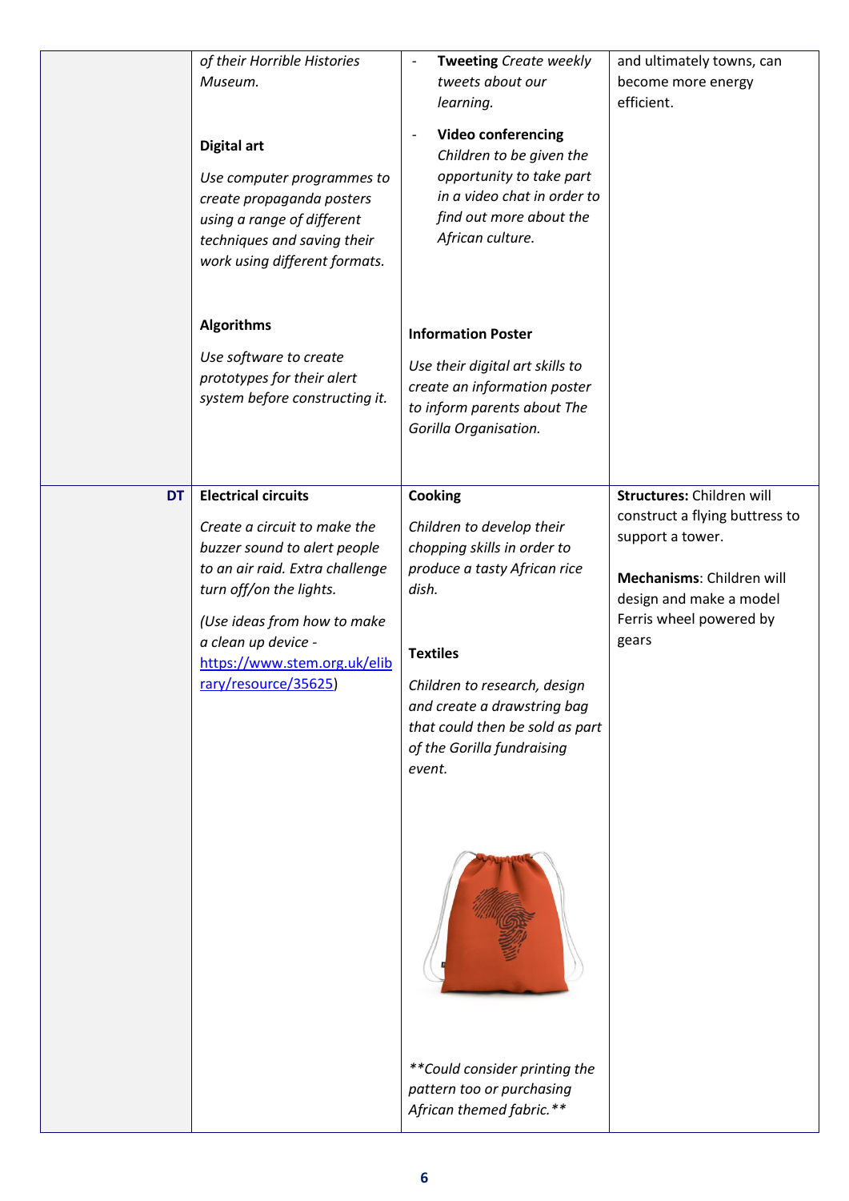| | | | |
|---|---|---|---|
| | *of their Horrible Histories Museum.*<br><br>**Digital art**<br><br>*Use computer programmes to create propaganda posters using a range of different techniques and saving their work using different formats.*<br><br>**Algorithms**<br><br>*Use software to create prototypes for their alert system before constructing it.* | - **Tweeting** *Create weekly tweets about our learning.*<br>- **Video conferencing** *Children to be given the opportunity to take part in a video chat in order to find out more about the African culture.*<br><br>**Information Poster**<br><br>*Use their digital art skills to create an information poster to inform parents about The Gorilla Organisation.* | and ultimately towns, can become more energy efficient. |
| **DT** | **Electrical circuits**<br><br>*Create a circuit to make the buzzer sound to alert people to an air raid. Extra challenge turn off/on the lights.*<br><br>*(Use ideas from how to make a clean up device - [https://www.stem.org.uk/elibrary/resource/35625](https://www.stem.org.uk/elibrary/resource/35625))* | **Cooking**<br><br>*Children to develop their chopping skills in order to produce a tasty African rice dish.*<br><br>**Textiles**<br><br>*Children to research, design and create a drawstring bag that could then be sold as part of the Gorilla fundraising event.*<br><br>*\*\*Could consider printing the pattern too or purchasing African themed fabric.\*\** | **Structures:** Children will construct a flying buttress to support a tower.<br><br>**Mechanisms**: Children will design and make a model Ferris wheel powered by gears |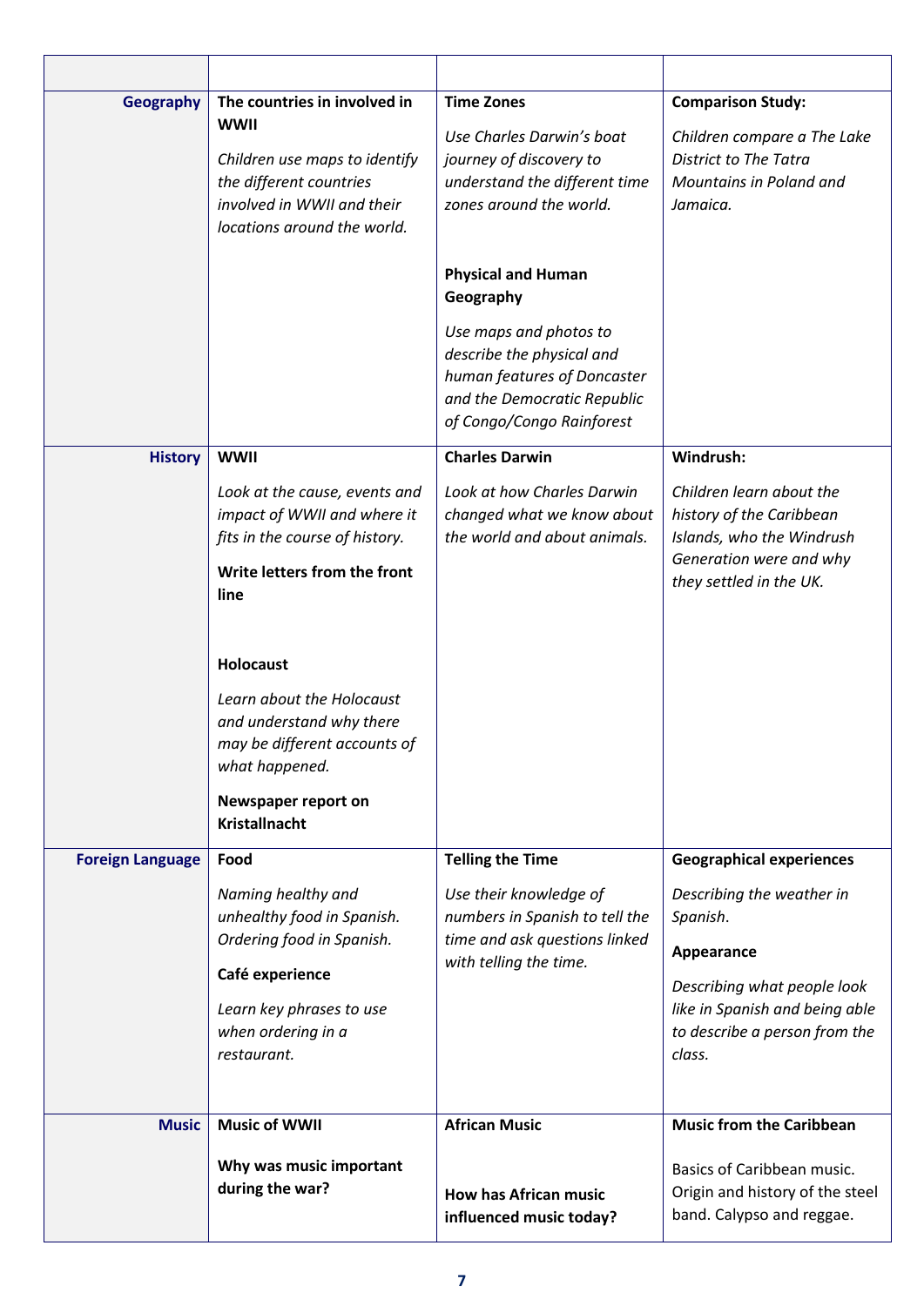| | | | |
|---|---|---|---|
| **Geography** | **The countries in involved in WWII**<br>*Children use maps to identify the different countries involved in WWII and their locations around the world.* | **Time Zones**<br>*Use Charles Darwin's boat journey of discovery to understand the different time zones around the world.*<br><br>**Physical and Human Geography**<br>*Use maps and photos to describe the physical and human features of Doncaster and the Democratic Republic of Congo/Congo Rainforest* | **Comparison Study:**<br>*Children compare a The Lake District to The Tatra Mountains in Poland and Jamaica.* |
| **History** | **WWII**<br>*Look at the cause, events and impact of WWII and where it fits in the course of history.*<br>**Write letters from the front line**<br><br>**Holocaust**<br>*Learn about the Holocaust and understand why there may be different accounts of what happened.*<br>**Newspaper report on Kristallnacht** | **Charles Darwin**<br>*Look at how Charles Darwin changed what we know about the world and about animals.* | **Windrush:**<br>*Children learn about the history of the Caribbean Islands, who the Windrush Generation were and why they settled in the UK.* |
| **Foreign Language** | **Food**<br>*Naming healthy and unhealthy food in Spanish. Ordering food in Spanish.*<br>**Café experience**<br>*Learn key phrases to use when ordering in a restaurant.* | **Telling the Time**<br>*Use their knowledge of numbers in Spanish to tell the time and ask questions linked with telling the time.* | **Geographical experiences**<br>*Describing the weather in Spanish.*<br>**Appearance**<br>*Describing what people look like in Spanish and being able to describe a person from the class.* |
| **Music** | **Music of WWII**<br><br>**Why was music important during the war?** | **African Music**<br><br>**How has African music influenced music today?** | **Music from the Caribbean**<br><br>Basics of Caribbean music. Origin and history of the steel band. Calypso and reggae. |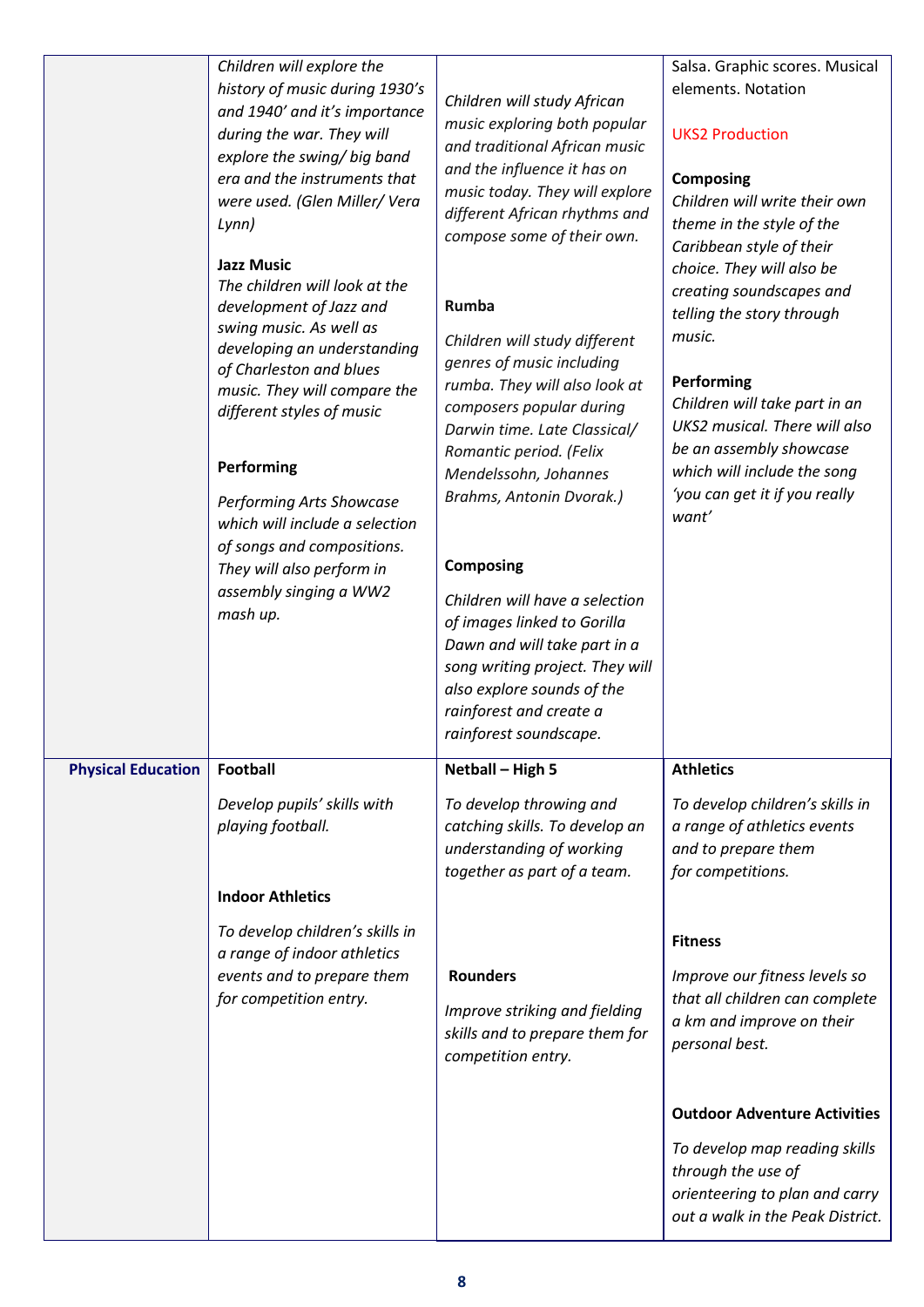| | | | |
|---|---|---|---|
| | *Children will explore the history of music during 1930's and 1940' and it's importance during the war. They will explore the swing/ big band era and the instruments that were used. (Glen Miller/ Vera Lynn)*<br><br>**Jazz Music**<br>*The children will look at the development of Jazz and swing music. As well as developing an understanding of Charleston and blues music. They will compare the different styles of music*<br><br>**Performing**<br>*Performing Arts Showcase which will include a selection of songs and compositions. They will also perform in assembly singing a WW2 mash up.* | *Children will study African music exploring both popular and traditional African music and the influence it has on music today. They will explore different African rhythms and compose some of their own.*<br><br>**Rumba**<br>*Children will study different genres of music including rumba. They will also look at composers popular during Darwin time. Late Classical/ Romantic period. (Felix Mendelssohn, Johannes Brahms, Antonin Dvorak.)*<br><br>**Composing**<br>*Children will have a selection of images linked to Gorilla Dawn and will take part in a song writing project. They will also explore sounds of the rainforest and create a rainforest soundscape.* | Salsa. Graphic scores. Musical elements. Notation<br><br>UKS2 Production<br><br>**Composing**<br>*Children will write their own theme in the style of the Caribbean style of their choice. They will also be creating soundscapes and telling the story through music.*<br><br>**Performing**<br>*Children will take part in an UKS2 musical. There will also be an assembly showcase which will include the song 'you can get it if you really want'* |
| **Physical Education** | **Football**<br>*Develop pupils' skills with playing football.*<br><br>**Indoor Athletics**<br>*To develop children's skills in a range of indoor athletics events and to prepare them for competition entry.* | **Netball – High 5**<br>*To develop throwing and catching skills. To develop an understanding of working together as part of a team.*<br><br>**Rounders**<br>*Improve striking and fielding skills and to prepare them for competition entry.* | **Athletics**<br>*To develop children's skills in a range of athletics events and to prepare them for competitions.*<br><br>**Fitness**<br>*Improve our fitness levels so that all children can complete a km and improve on their personal best.*<br><br>**Outdoor Adventure Activities**<br>*To develop map reading skills through the use of orienteering to plan and carry out a walk in the Peak District.* |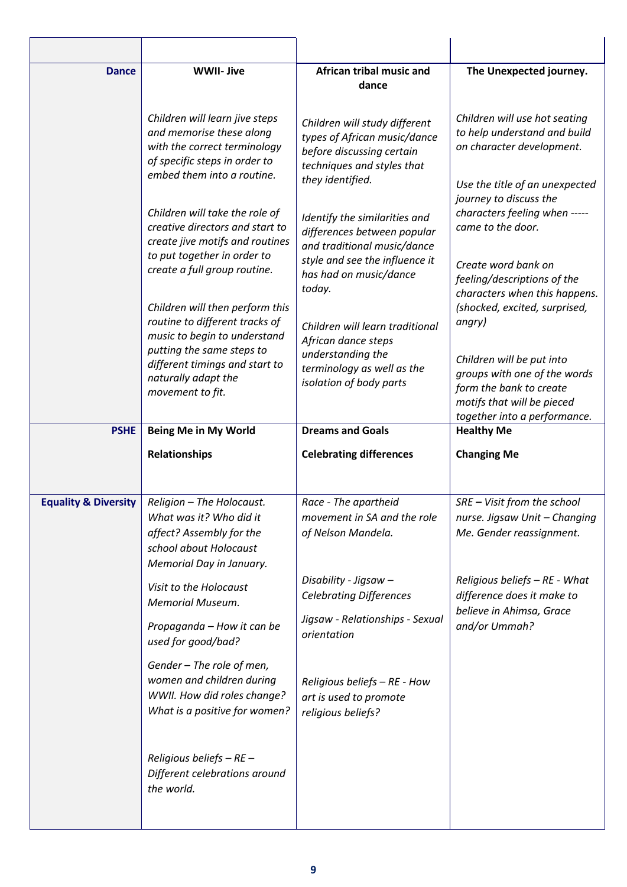| | | | |
|---|---|---|---|
| **Dance** | **WWII- Jive**<br><br>*Children will learn jive steps and memorise these along with the correct terminology of specific steps in order to embed them into a routine.*<br><br>*Children will take the role of creative directors and start to create jive motifs and routines to put together in order to create a full group routine.*<br><br>*Children will then perform this routine to different tracks of music to begin to understand putting the same steps to different timings and start to naturally adapt the movement to fit.* | **African tribal music and dance**<br><br>*Children will study different types of African music/dance before discussing certain techniques and styles that they identified.*<br><br>*Identify the similarities and differences between popular and traditional music/dance style and see the influence it has had on music/dance today.*<br><br>*Children will learn traditional African dance steps understanding the terminology as well as the isolation of body parts* | **The Unexpected journey.**<br><br>*Children will use hot seating to help understand and build on character development.*<br><br>*Use the title of an unexpected journey to discuss the characters feeling when ----- came to the door.*<br><br>*Create word bank on feeling/descriptions of the characters when this happens. (shocked, excited, surprised, angry)*<br><br>*Children will be put into groups with one of the words form the bank to create motifs that will be pieced together into a performance.* |
| **PSHE** | **Being Me in My World**<br><br>**Relationships** | **Dreams and Goals**<br><br>**Celebrating differences** | **Healthy Me**<br><br>**Changing Me** |
| **Equality & Diversity** | *Religion – The Holocaust. What was it? Who did it affect? Assembly for the school about Holocaust Memorial Day in January.*<br><br>*Visit to the Holocaust Memorial Museum.*<br><br>*Propaganda – How it can be used for good/bad?*<br><br>*Gender – The role of men, women and children during WWII. How did roles change? What is a positive for women?*<br><br>*Religious beliefs – RE – Different celebrations around the world.* | *Race - The apartheid movement in SA and the role of Nelson Mandela.*<br><br>*Disability - Jigsaw – Celebrating Differences*<br><br>*Jigsaw - Relationships - Sexual orientation*<br><br>*Religious beliefs – RE - How art is used to promote religious beliefs?* | *SRE* **–** *Visit from the school nurse. Jigsaw Unit – Changing Me. Gender reassignment.*<br><br>*Religious beliefs – RE - What difference does it make to believe in Ahimsa, Grace and/or Ummah?* |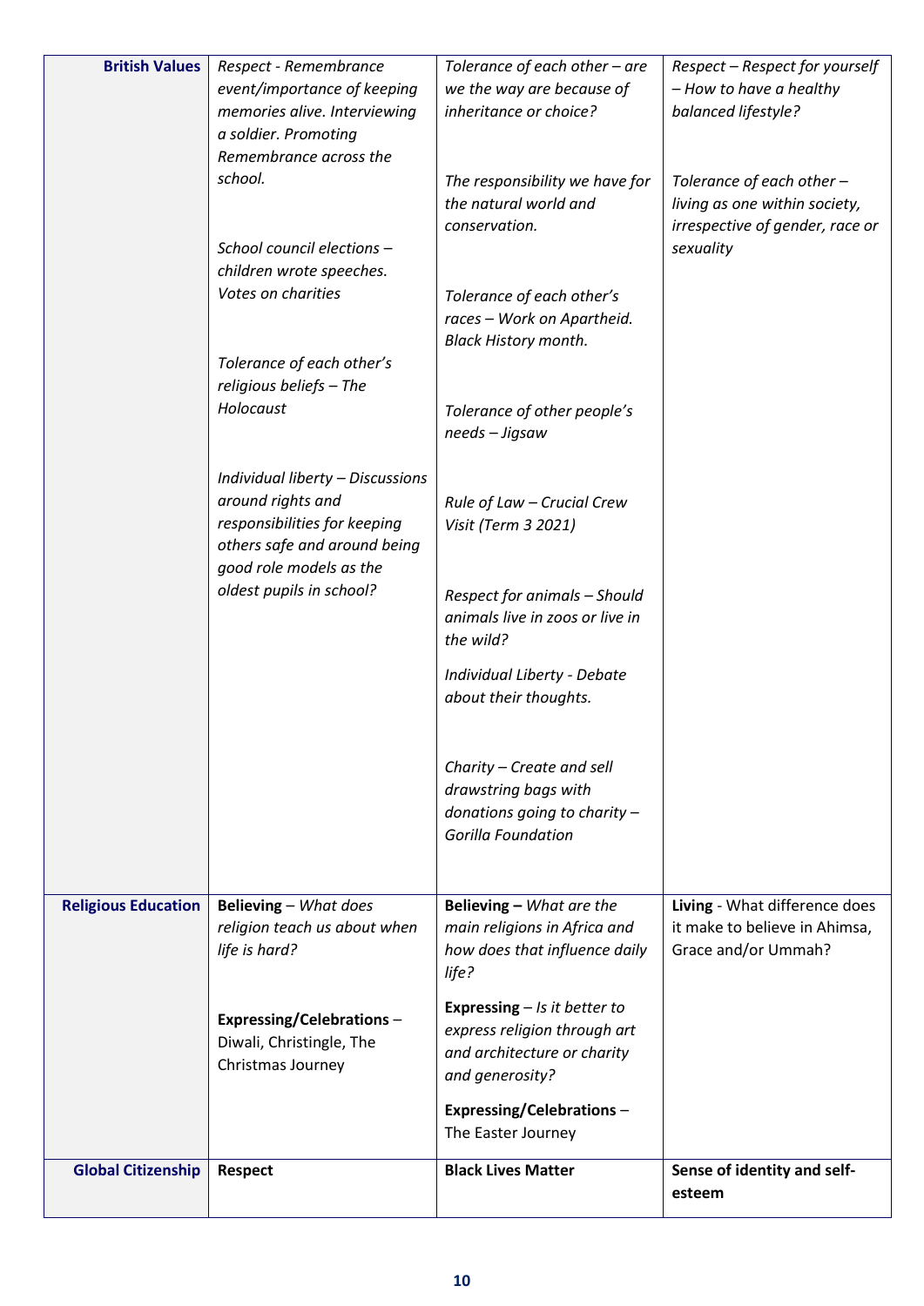| **British Values** | *Respect - Remembrance event/importance of keeping memories alive. Interviewing a soldier. Promoting Remembrance across the school.*<br><br>*School council elections – children wrote speeches. Votes on charities*<br><br>*Tolerance of each other's religious beliefs – The Holocaust*<br><br>*Individual liberty – Discussions around rights and responsibilities for keeping others safe and around being good role models as the oldest pupils in school?* | *Tolerance of each other – are we the way are because of inheritance or choice?*<br><br>*The responsibility we have for the natural world and conservation.*<br><br>*Tolerance of each other's races – Work on Apartheid. Black History month.*<br><br>*Tolerance of other people's needs – Jigsaw*<br><br>*Rule of Law – Crucial Crew Visit (Term 3 2021)*<br><br>*Respect for animals – Should animals live in zoos or live in the wild?*<br><br>*Individual Liberty - Debate about their thoughts.*<br><br>*Charity – Create and sell drawstring bags with donations going to charity – Gorilla Foundation* | *Respect – Respect for yourself – How to have a healthy balanced lifestyle?*<br><br>*Tolerance of each other – living as one within society, irrespective of gender, race or sexuality* |
|---|---|---|---|
| **Religious Education** | **Believing** – *What does religion teach us about when life is hard?*<br><br>**Expressing/Celebrations** – Diwali, Christingle, The Christmas Journey | **Believing –** *What are the main religions in Africa and how does that influence daily life?*<br><br>**Expressing** – *Is it better to express religion through art and architecture or charity and generosity?*<br><br>**Expressing/Celebrations** – The Easter Journey | **Living** - What difference does it make to believe in Ahimsa, Grace and/or Ummah? |
| **Global Citizenship** | **Respect** | **Black Lives Matter** | **Sense of identity and self-esteem** |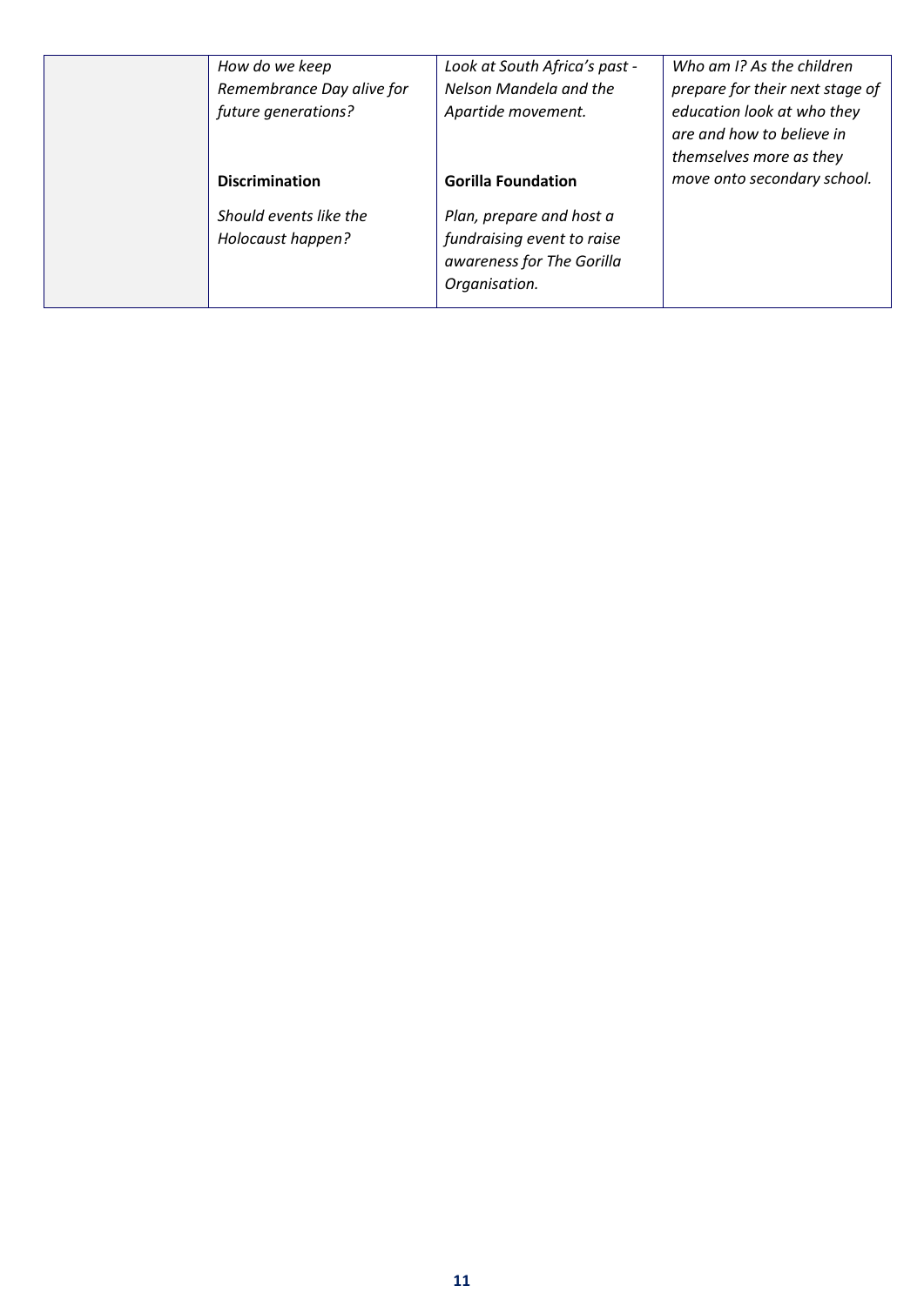| | | | |
|---|---|---|---|
| | *How do we keep Remembrance Day alive for future generations?*<br><br>**Discrimination**<br><br>*Should events like the Holocaust happen?* | *Look at South Africa's past - Nelson Mandela and the Apartide movement.*<br><br>**Gorilla Foundation**<br><br>*Plan, prepare and host a fundraising event to raise awareness for The Gorilla Organisation.* | *Who am I? As the children prepare for their next stage of education look at who they are and how to believe in themselves more as they move onto secondary school.* |